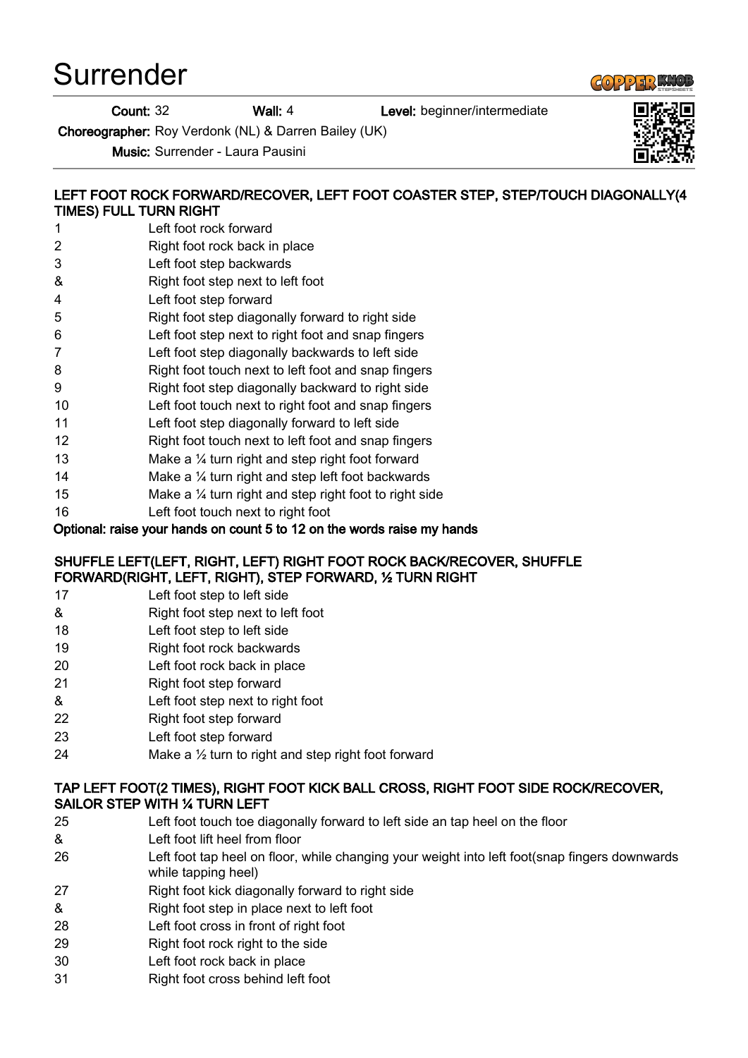# Surrender

**Count:** 32 **Wall:** 4 **Level:** beginner/intermediate

**Choreographer:** Roy Verdonk (NL) & Darren Bailey (UK)

**Music:** Surrender - Laura Pausini

---

**LEFT FOOT ROCK FORWARD/RECOVER, LEFT FOOT COASTER STEP, STEP/TOUCH DIAGONALLY(4 TIMES) FULL TURN RIGHT**

| | |
|---|---|
| 1 | Left foot rock forward |
| 2 | Right foot rock back in place |
| 3 | Left foot step backwards |
| & | Right foot step next to left foot |
| 4 | Left foot step forward |
| 5 | Right foot step diagonally forward to right side |
| 6 | Left foot step next to right foot and snap fingers |
| 7 | Left foot step diagonally backwards to left side |
| 8 | Right foot touch next to left foot and snap fingers |
| 9 | Right foot step diagonally backward to right side |
| 10 | Left foot touch next to right foot and snap fingers |
| 11 | Left foot step diagonally forward to left side |
| 12 | Right foot touch next to left foot and snap fingers |
| 13 | Make a ¼ turn right and step right foot forward |
| 14 | Make a ¼ turn right and step left foot backwards |
| 15 | Make a ¼ turn right and step right foot to right side |
| 16 | Left foot touch next to right foot |

**Optional: raise your hands on count 5 to 12 on the words raise my hands**

**SHUFFLE LEFT(LEFT, RIGHT, LEFT) RIGHT FOOT ROCK BACK/RECOVER, SHUFFLE FORWARD(RIGHT, LEFT, RIGHT), STEP FORWARD, ½ TURN RIGHT**

| | |
|---|---|
| 17 | Left foot step to left side |
| & | Right foot step next to left foot |
| 18 | Left foot step to left side |
| 19 | Right foot rock backwards |
| 20 | Left foot rock back in place |
| 21 | Right foot step forward |
| & | Left foot step next to right foot |
| 22 | Right foot step forward |
| 23 | Left foot step forward |
| 24 | Make a ½ turn to right and step right foot forward |

**TAP LEFT FOOT(2 TIMES), RIGHT FOOT KICK BALL CROSS, RIGHT FOOT SIDE ROCK/RECOVER, SAILOR STEP WITH ¼ TURN LEFT**

| | |
|---|---|
| 25 | Left foot touch toe diagonally forward to left side an tap heel on the floor |
| & | Left foot lift heel from floor |
| 26 | Left foot tap heel on floor, while changing your weight into left foot(snap fingers downwards while tapping heel) |
| 27 | Right foot kick diagonally forward to right side |
| & | Right foot step in place next to left foot |
| 28 | Left foot cross in front of right foot |
| 29 | Right foot rock right to the side |
| 30 | Left foot rock back in place |
| 31 | Right foot cross behind left foot |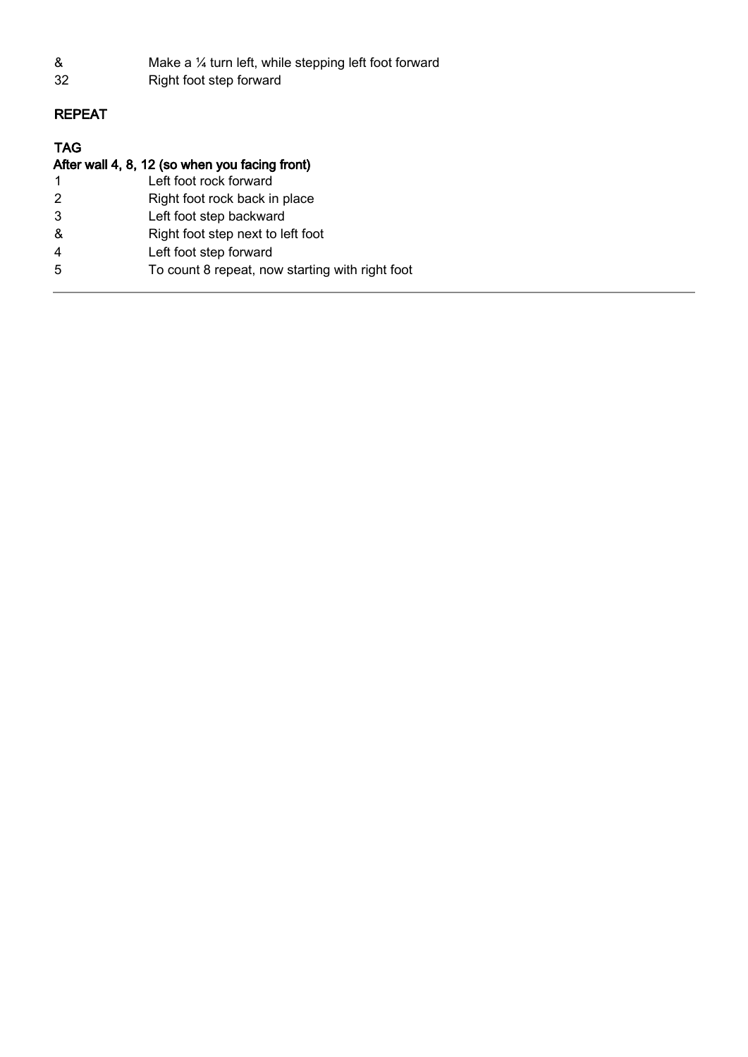| | |
|---|---|
| & | Make a ¼ turn left, while stepping left foot forward |
| 32 | Right foot step forward |

**REPEAT**

**TAG**

**After wall 4, 8, 12 (so when you facing front)**

| | |
|---|---|
| 1 | Left foot rock forward |
| 2 | Right foot rock back in place |
| 3 | Left foot step backward |
| & | Right foot step next to left foot |
| 4 | Left foot step forward |
| 5 | To count 8 repeat, now starting with right foot |

---